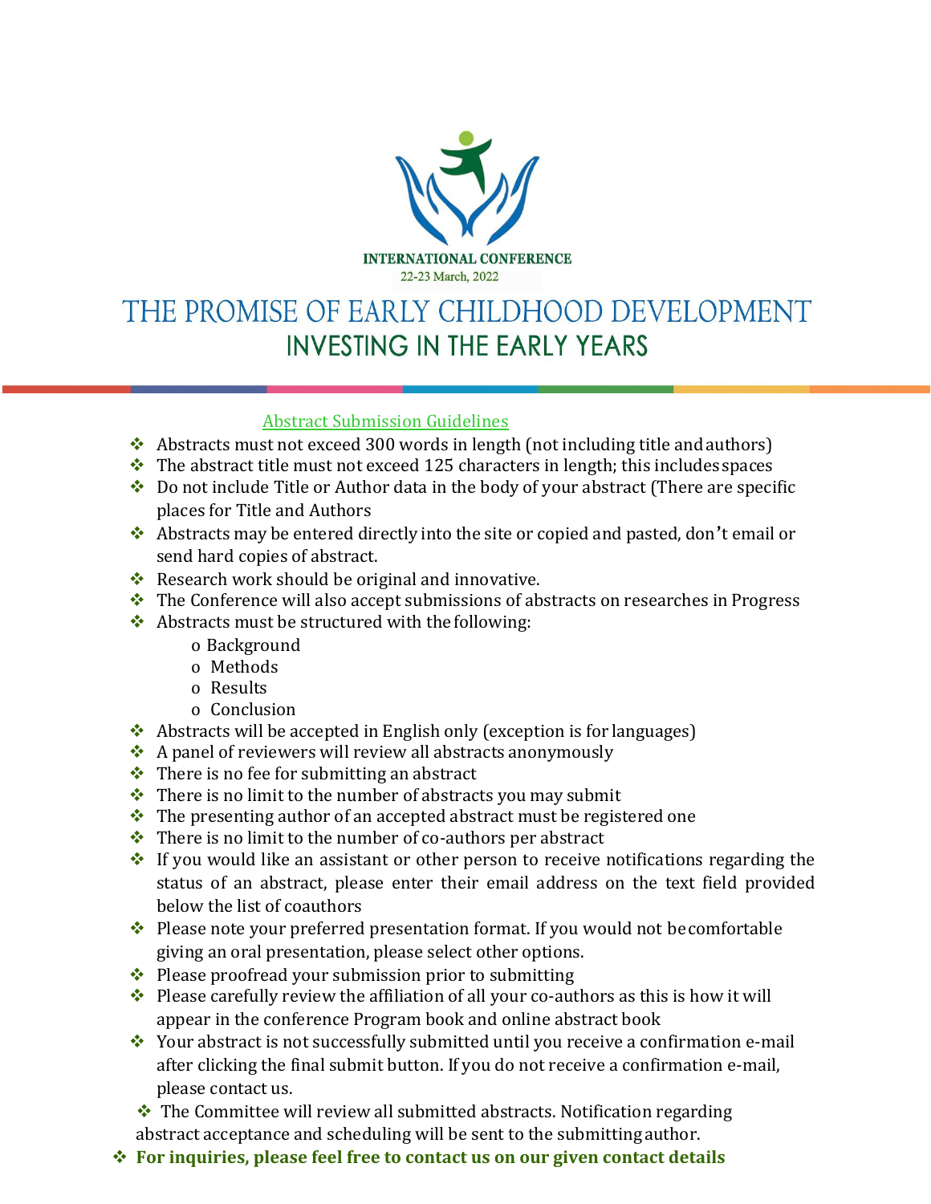INTERNATIONAL CONFERENCE
22-23 March, 2022

# THE PROMISE OF EARLY CHILDHOOD DEVELOPMENT
## INVESTING IN THE EARLY YEARS

### Abstract Submission Guidelines

- Abstracts must not exceed 300 words in length (not including title and authors)
- The abstract title must not exceed 125 characters in length; this includes spaces
- Do not include Title or Author data in the body of your abstract (There are specific places for Title and Authors
- Abstracts may be entered directly into the site or copied and pasted, don't email or send hard copies of abstract.
- Research work should be original and innovative.
- The Conference will also accept submissions of abstracts on researches in Progress
- Abstracts must be structured with the following:
  - Background
  - Methods
  - Results
  - Conclusion
- Abstracts will be accepted in English only (exception is for languages)
- A panel of reviewers will review all abstracts anonymously
- There is no fee for submitting an abstract
- There is no limit to the number of abstracts you may submit
- The presenting author of an accepted abstract must be registered one
- There is no limit to the number of co-authors per abstract
- If you would like an assistant or other person to receive notifications regarding the status of an abstract, please enter their email address on the text field provided below the list of coauthors
- Please note your preferred presentation format. If you would not be comfortable giving an oral presentation, please select other options.
- Please proofread your submission prior to submitting
- Please carefully review the affiliation of all your co-authors as this is how it will appear in the conference Program book and online abstract book
- Your abstract is not successfully submitted until you receive a confirmation e-mail after clicking the final submit button. If you do not receive a confirmation e-mail, please contact us.
- The Committee will review all submitted abstracts. Notification regarding abstract acceptance and scheduling will be sent to the submitting author.
- **For inquiries, please feel free to contact us on our given contact details**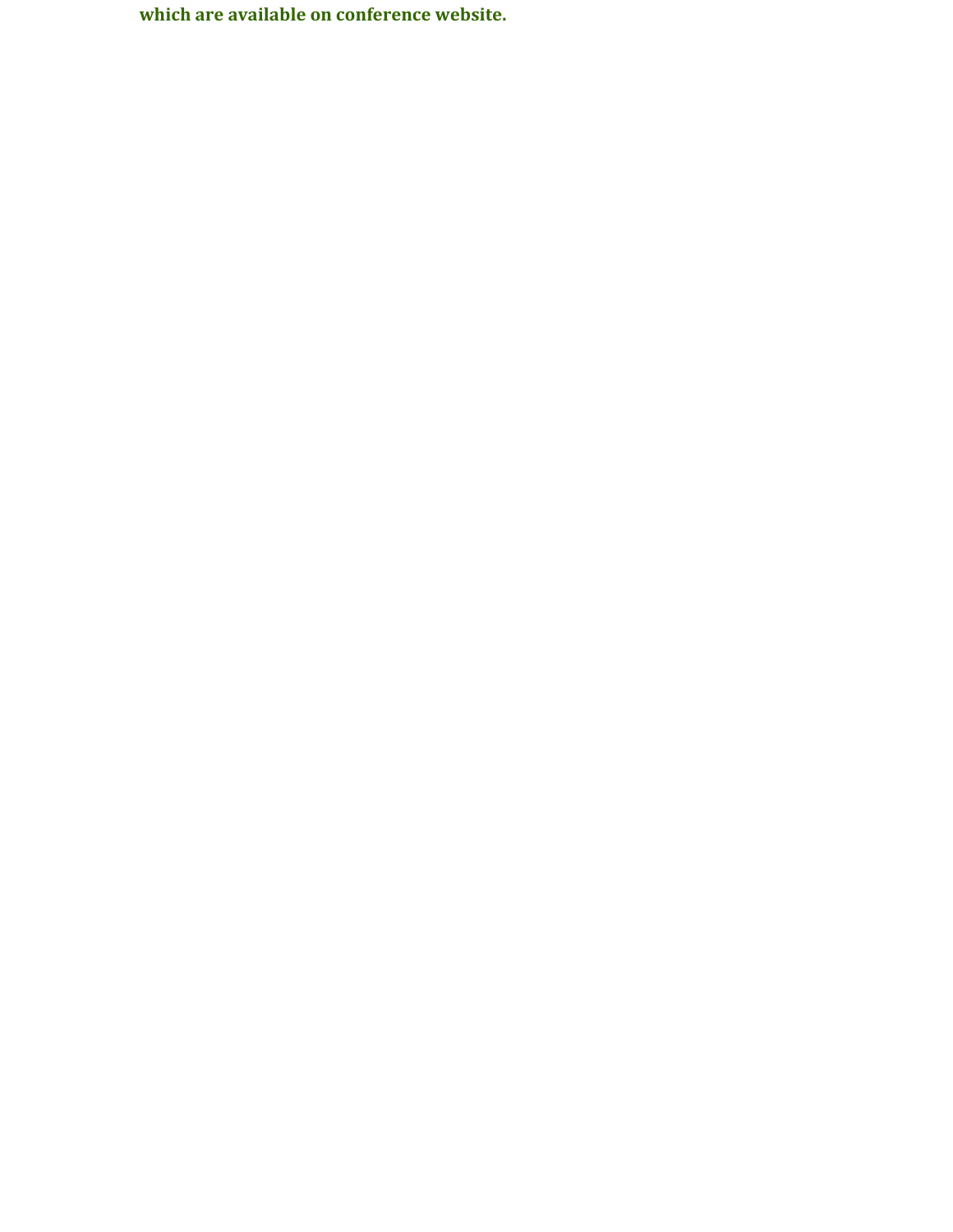**which are available on conference website.**